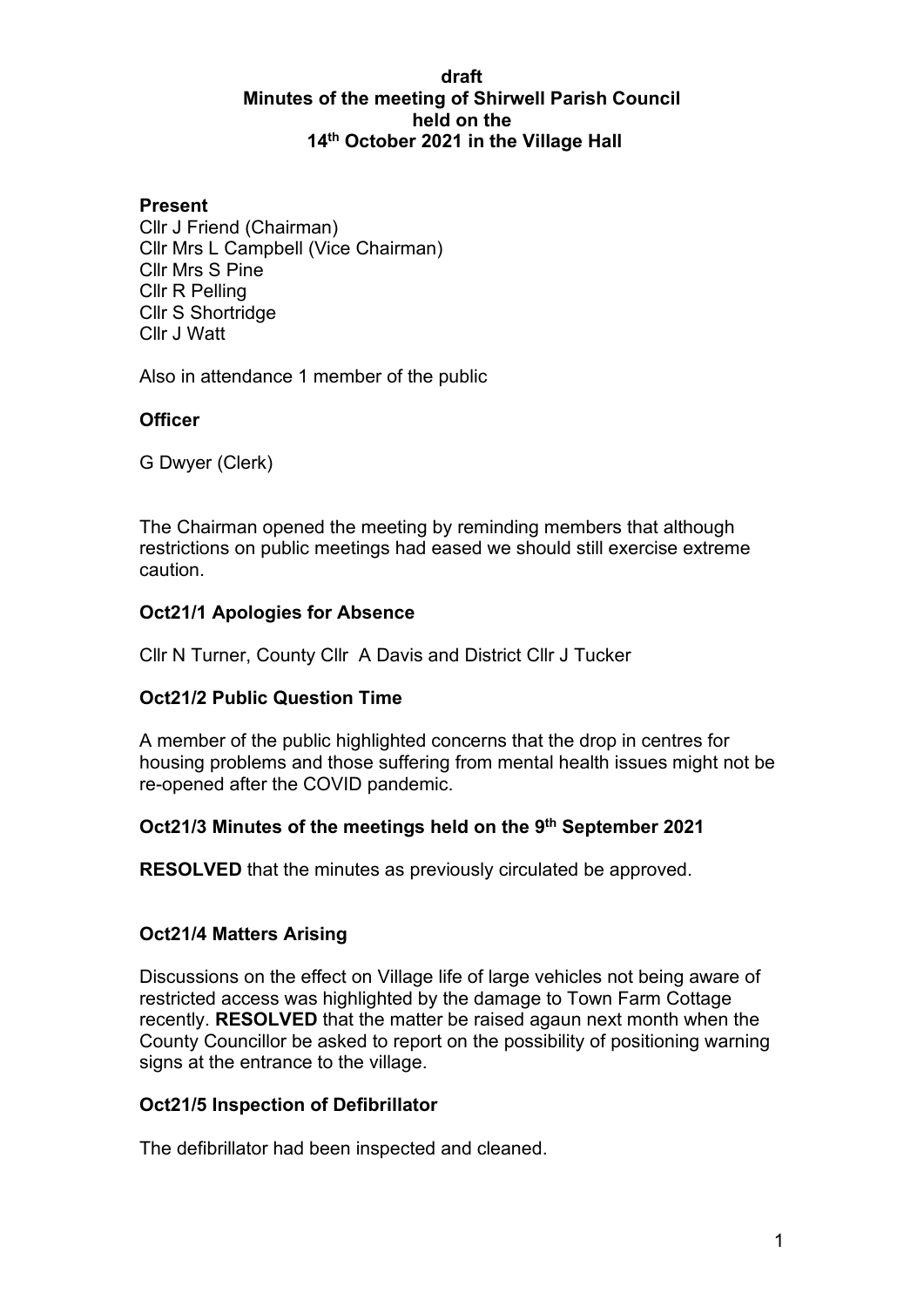**draft**
**Minutes of the meeting of Shirwell Parish Council**
**held on the**
**14th October 2021 in the Village Hall**

**Present**

Cllr J Friend (Chairman)
Cllr Mrs L Campbell (Vice Chairman)
Cllr Mrs S Pine
Cllr R Pelling
Cllr S Shortridge
Cllr J Watt

Also in attendance 1 member of the public

**Officer**

G Dwyer (Clerk)

The Chairman opened the meeting by reminding members that although restrictions on public meetings had eased we should still exercise extreme caution.

**Oct21/1 Apologies for Absence**

Cllr N Turner, County Cllr A Davis and District Cllr J Tucker

**Oct21/2 Public Question Time**

A member of the public highlighted concerns that the drop in centres for housing problems and those suffering from mental health issues might not be re-opened after the COVID pandemic.

**Oct21/3 Minutes of the meetings held on the 9th September 2021**

**RESOLVED** that the minutes as previously circulated be approved.

**Oct21/4 Matters Arising**

Discussions on the effect on Village life of large vehicles not being aware of restricted access was highlighted by the damage to Town Farm Cottage recently. **RESOLVED** that the matter be raised agaun next month when the County Councillor be asked to report on the possibility of positioning warning signs at the entrance to the village.

**Oct21/5 Inspection of Defibrillator**

The defibrillator had been inspected and cleaned.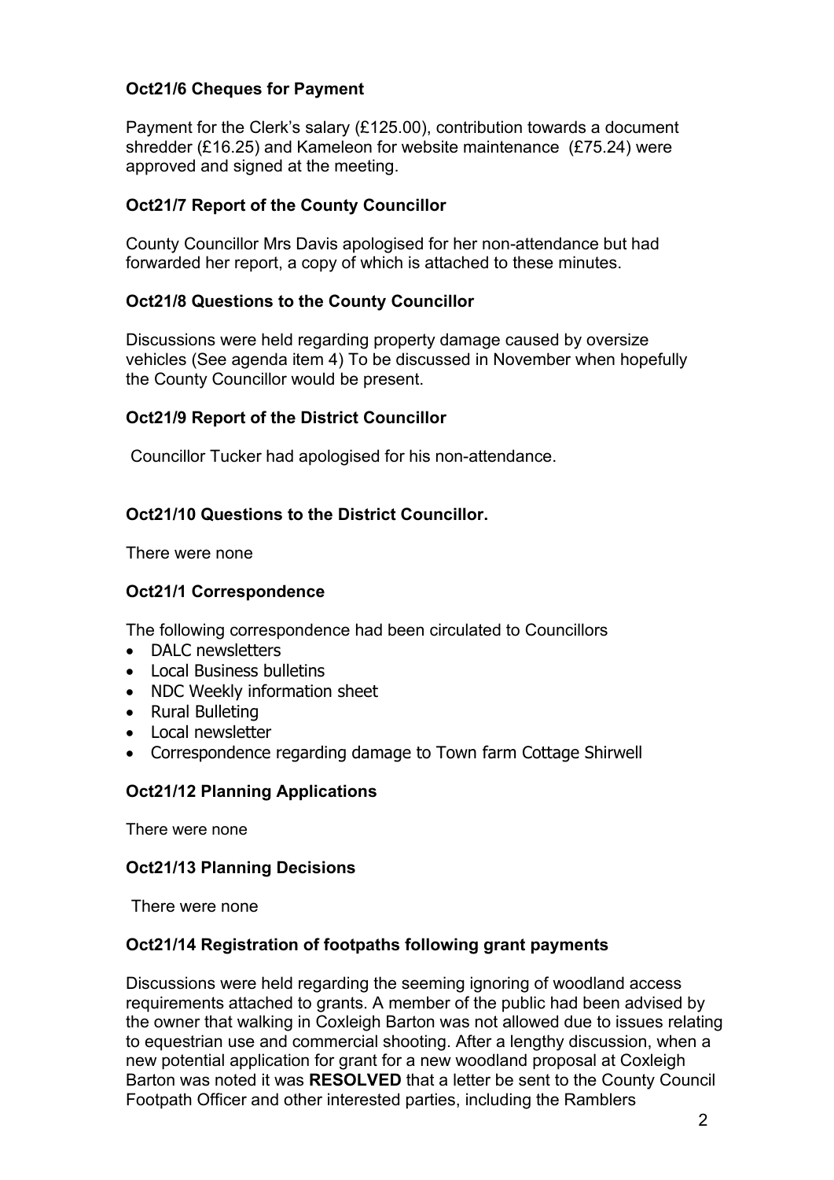### Oct21/6 Cheques for Payment

Payment for the Clerk's salary (£125.00), contribution towards a document shredder (£16.25) and Kameleon for website maintenance (£75.24) were approved and signed at the meeting.

### Oct21/7 Report of the County Councillor

County Councillor Mrs Davis apologised for her non-attendance but had forwarded her report, a copy of which is attached to these minutes.

### Oct21/8 Questions to the County Councillor

Discussions were held regarding property damage caused by oversize vehicles (See agenda item 4) To be discussed in November when hopefully the County Councillor would be present.

### Oct21/9 Report of the District Councillor

Councillor Tucker had apologised for his non-attendance.

### Oct21/10 Questions to the District Councillor.

There were none

### Oct21/1 Correspondence

The following correspondence had been circulated to Councillors

- DALC newsletters
- Local Business bulletins
- NDC Weekly information sheet
- Rural Bulleting
- Local newsletter
- Correspondence regarding damage to Town farm Cottage Shirwell

### Oct21/12 Planning Applications

There were none

### Oct21/13 Planning Decisions

There were none

### Oct21/14 Registration of footpaths following grant payments

Discussions were held regarding the seeming ignoring of woodland access requirements attached to grants. A member of the public had been advised by the owner that walking in Coxleigh Barton was not allowed due to issues relating to equestrian use and commercial shooting. After a lengthy discussion, when a new potential application for grant for a new woodland proposal at Coxleigh Barton was noted it was **RESOLVED** that a letter be sent to the County Council Footpath Officer and other interested parties, including the Ramblers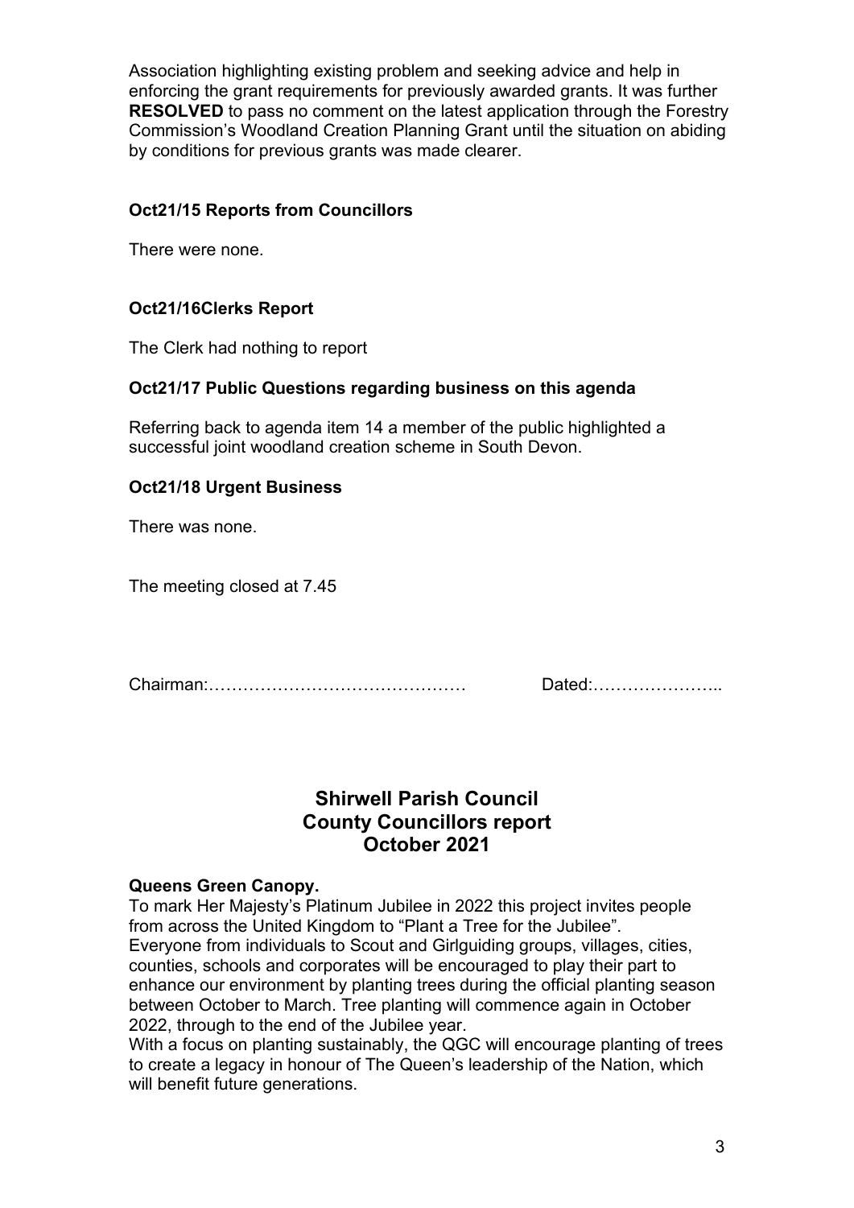Association highlighting existing problem and seeking advice and help in enforcing the grant requirements for previously awarded grants. It was further **RESOLVED** to pass no comment on the latest application through the Forestry Commission's Woodland Creation Planning Grant until the situation on abiding by conditions for previous grants was made clearer.

**Oct21/15 Reports from Councillors**

There were none.

**Oct21/16Clerks Report**

The Clerk had nothing to report

**Oct21/17 Public Questions regarding business on this agenda**

Referring back to agenda item 14 a member of the public highlighted a successful joint woodland creation scheme in South Devon.

**Oct21/18 Urgent Business**

There was none.

The meeting closed at 7.45

Chairman:……………………………………… Dated:…………………..

## Shirwell Parish Council
## County Councillors report
## October 2021

**Queens Green Canopy.**

To mark Her Majesty's Platinum Jubilee in 2022 this project invites people from across the United Kingdom to "Plant a Tree for the Jubilee".
Everyone from individuals to Scout and Girlguiding groups, villages, cities, counties, schools and corporates will be encouraged to play their part to enhance our environment by planting trees during the official planting season between October to March. Tree planting will commence again in October 2022, through to the end of the Jubilee year.
With a focus on planting sustainably, the QGC will encourage planting of trees to create a legacy in honour of The Queen's leadership of the Nation, which will benefit future generations.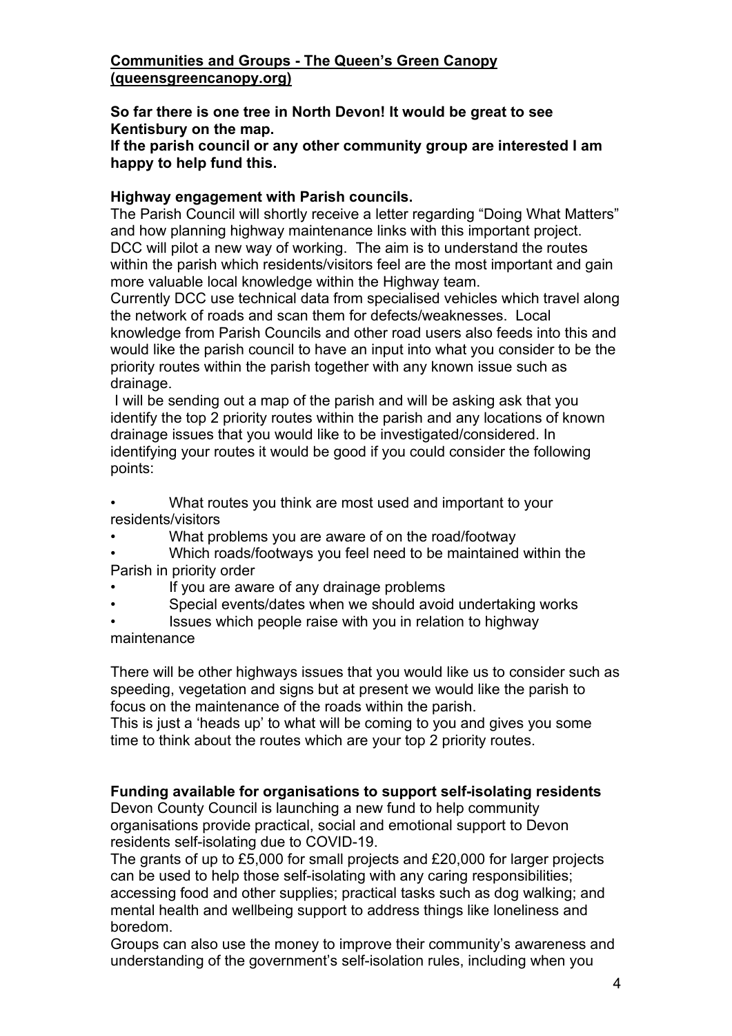**[Communities and Groups - The Queen's Green Canopy (queensgreencanopy.org)](queensgreencanopy.org)**

**So far there is one tree in North Devon! It would be great to see Kentisbury on the map.**
**If the parish council or any other community group are interested I am happy to help fund this.**

**Highway engagement with Parish councils.**

The Parish Council will shortly receive a letter regarding "Doing What Matters" and how planning highway maintenance links with this important project. DCC will pilot a new way of working. The aim is to understand the routes within the parish which residents/visitors feel are the most important and gain more valuable local knowledge within the Highway team.

Currently DCC use technical data from specialised vehicles which travel along the network of roads and scan them for defects/weaknesses. Local knowledge from Parish Councils and other road users also feeds into this and would like the parish council to have an input into what you consider to be the priority routes within the parish together with any known issue such as drainage.

I will be sending out a map of the parish and will be asking ask that you identify the top 2 priority routes within the parish and any locations of known drainage issues that you would like to be investigated/considered. In identifying your routes it would be good if you could consider the following points:

- What routes you think are most used and important to your residents/visitors
- What problems you are aware of on the road/footway
- Which roads/footways you feel need to be maintained within the Parish in priority order
- If you are aware of any drainage problems
- Special events/dates when we should avoid undertaking works
- Issues which people raise with you in relation to highway maintenance

There will be other highways issues that you would like us to consider such as speeding, vegetation and signs but at present we would like the parish to focus on the maintenance of the roads within the parish.

This is just a 'heads up' to what will be coming to you and gives you some time to think about the routes which are your top 2 priority routes.

**Funding available for organisations to support self-isolating residents**

Devon County Council is launching a new fund to help community organisations provide practical, social and emotional support to Devon residents self-isolating due to COVID-19.

The grants of up to £5,000 for small projects and £20,000 for larger projects can be used to help those self-isolating with any caring responsibilities; accessing food and other supplies; practical tasks such as dog walking; and mental health and wellbeing support to address things like loneliness and boredom.

Groups can also use the money to improve their community's awareness and understanding of the government's self-isolation rules, including when you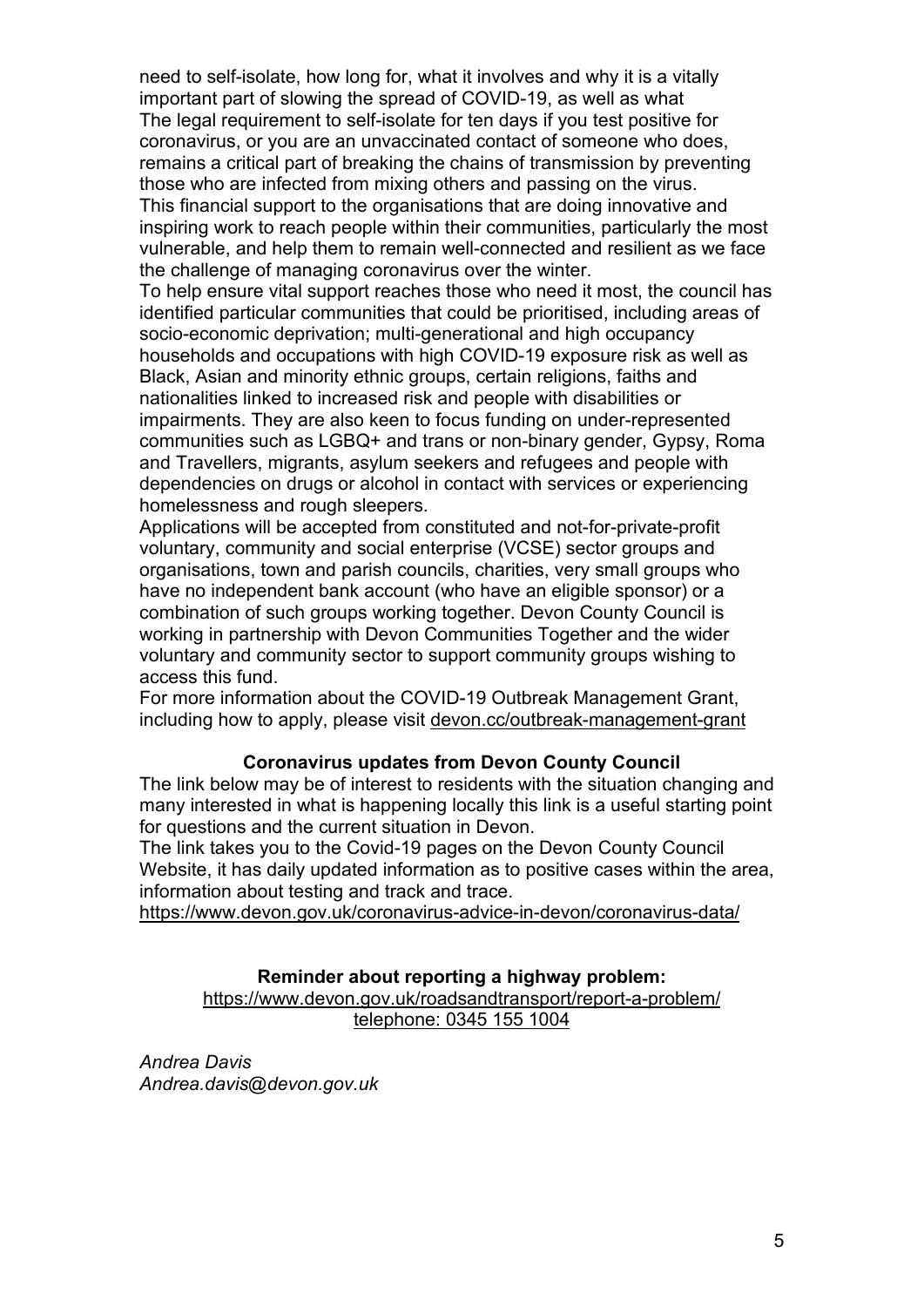need to self-isolate, how long for, what it involves and why it is a vitally important part of slowing the spread of COVID-19, as well as what
The legal requirement to self-isolate for ten days if you test positive for coronavirus, or you are an unvaccinated contact of someone who does, remains a critical part of breaking the chains of transmission by preventing those who are infected from mixing others and passing on the virus.
This financial support to the organisations that are doing innovative and inspiring work to reach people within their communities, particularly the most vulnerable, and help them to remain well-connected and resilient as we face the challenge of managing coronavirus over the winter.
To help ensure vital support reaches those who need it most, the council has identified particular communities that could be prioritised, including areas of socio-economic deprivation; multi-generational and high occupancy households and occupations with high COVID-19 exposure risk as well as Black, Asian and minority ethnic groups, certain religions, faiths and nationalities linked to increased risk and people with disabilities or impairments. They are also keen to focus funding on under-represented communities such as LGBQ+ and trans or non-binary gender, Gypsy, Roma and Travellers, migrants, asylum seekers and refugees and people with dependencies on drugs or alcohol in contact with services or experiencing homelessness and rough sleepers.
Applications will be accepted from constituted and not-for-private-profit voluntary, community and social enterprise (VCSE) sector groups and organisations, town and parish councils, charities, very small groups who have no independent bank account (who have an eligible sponsor) or a combination of such groups working together. Devon County Council is working in partnership with Devon Communities Together and the wider voluntary and community sector to support community groups wishing to access this fund.
For more information about the COVID-19 Outbreak Management Grant, including how to apply, please visit devon.cc/outbreak-management-grant

**Coronavirus updates from Devon County Council**

The link below may be of interest to residents with the situation changing and many interested in what is happening locally this link is a useful starting point for questions and the current situation in Devon.
The link takes you to the Covid-19 pages on the Devon County Council Website, it has daily updated information as to positive cases within the area, information about testing and track and trace.
https://www.devon.gov.uk/coronavirus-advice-in-devon/coronavirus-data/

**Reminder about reporting a highway problem:**

https://www.devon.gov.uk/roadsandtransport/report-a-problem/
telephone: 0345 155 1004

*Andrea Davis*
*Andrea.davis@devon.gov.uk*